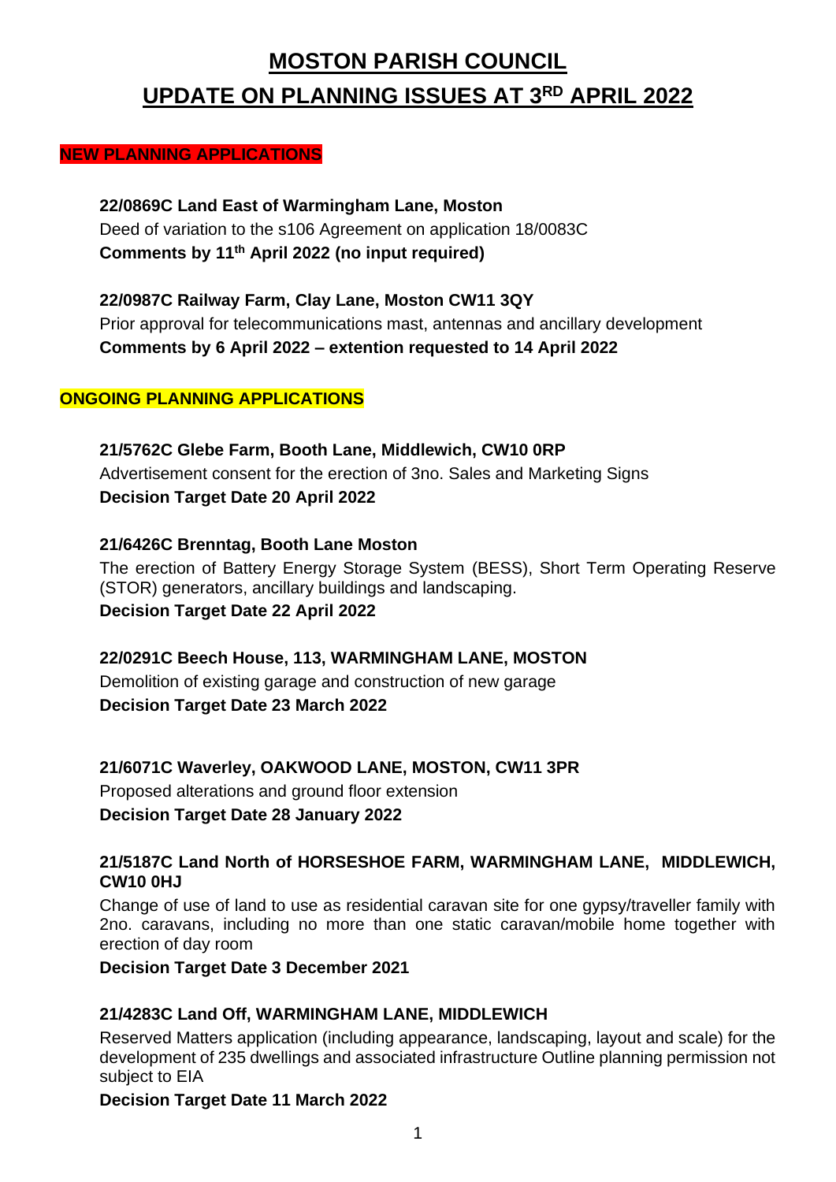# MOSTON PARISH COUNCIL

# UPDATE ON PLANNING ISSUES AT 3RD APRIL 2022

## NEW PLANNING APPLICATIONS

**22/0869C Land East of Warmingham Lane, Moston**
Deed of variation to the s106 Agreement on application 18/0083C
**Comments by 11th April 2022 (no input required)**

**22/0987C Railway Farm, Clay Lane, Moston CW11 3QY**
Prior approval for telecommunications mast, antennas and ancillary development
**Comments by 6 April 2022 – extention requested to 14 April 2022**

## ONGOING PLANNING APPLICATIONS

**21/5762C Glebe Farm, Booth Lane, Middlewich, CW10 0RP**
Advertisement consent for the erection of 3no. Sales and Marketing Signs
**Decision Target Date 20 April 2022**

**21/6426C Brenntag, Booth Lane Moston**
The erection of Battery Energy Storage System (BESS), Short Term Operating Reserve (STOR) generators, ancillary buildings and landscaping.
**Decision Target Date 22 April 2022**

**22/0291C Beech House, 113, WARMINGHAM LANE, MOSTON**
Demolition of existing garage and construction of new garage
**Decision Target Date 23 March 2022**

**21/6071C Waverley, OAKWOOD LANE, MOSTON, CW11 3PR**
Proposed alterations and ground floor extension
**Decision Target Date 28 January 2022**

**21/5187C Land North of HORSESHOE FARM, WARMINGHAM LANE, MIDDLEWICH, CW10 0HJ**
Change of use of land to use as residential caravan site for one gypsy/traveller family with 2no. caravans, including no more than one static caravan/mobile home together with erection of day room
**Decision Target Date 3 December 2021**

**21/4283C Land Off, WARMINGHAM LANE, MIDDLEWICH**
Reserved Matters application (including appearance, landscaping, layout and scale) for the development of 235 dwellings and associated infrastructure Outline planning permission not subject to EIA
**Decision Target Date 11 March 2022**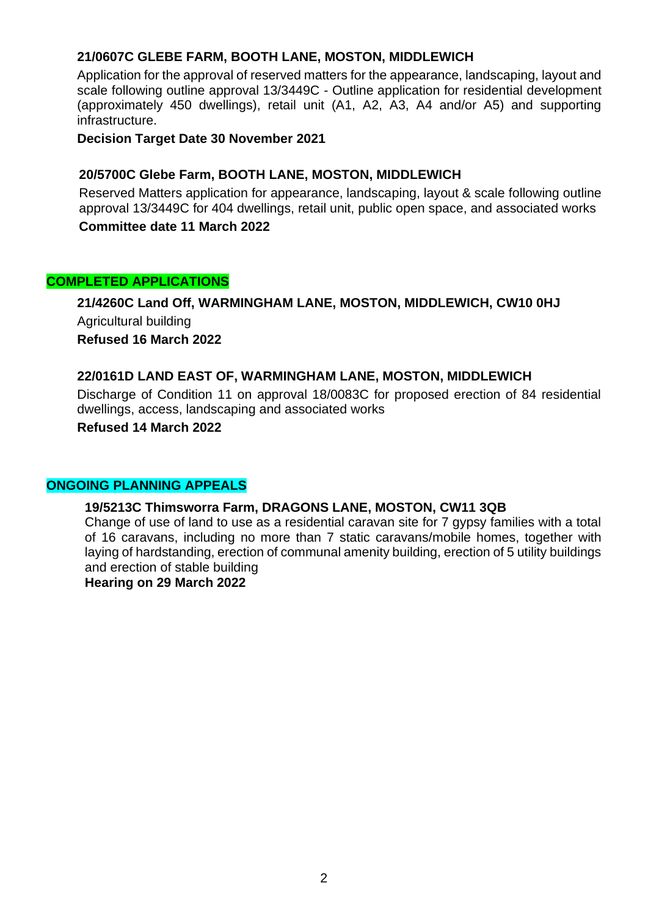**21/0607C GLEBE FARM, BOOTH LANE, MOSTON, MIDDLEWICH**

Application for the approval of reserved matters for the appearance, landscaping, layout and scale following outline approval 13/3449C - Outline application for residential development (approximately 450 dwellings), retail unit (A1, A2, A3, A4 and/or A5) and supporting infrastructure.

**Decision Target Date 30 November 2021**

**20/5700C Glebe Farm, BOOTH LANE, MOSTON, MIDDLEWICH**

Reserved Matters application for appearance, landscaping, layout & scale following outline approval 13/3449C for 404 dwellings, retail unit, public open space, and associated works

**Committee date 11 March 2022**

## COMPLETED APPLICATIONS

**21/4260C Land Off, WARMINGHAM LANE, MOSTON, MIDDLEWICH, CW10 0HJ**

Agricultural building

**Refused 16 March 2022**

**22/0161D LAND EAST OF, WARMINGHAM LANE, MOSTON, MIDDLEWICH**

Discharge of Condition 11 on approval 18/0083C for proposed erection of 84 residential dwellings, access, landscaping and associated works

**Refused 14 March 2022**

## ONGOING PLANNING APPEALS

**19/5213C Thimsworra Farm, DRAGONS LANE, MOSTON, CW11 3QB**

Change of use of land to use as a residential caravan site for 7 gypsy families with a total of 16 caravans, including no more than 7 static caravans/mobile homes, together with laying of hardstanding, erection of communal amenity building, erection of 5 utility buildings and erection of stable building

**Hearing on 29 March 2022**